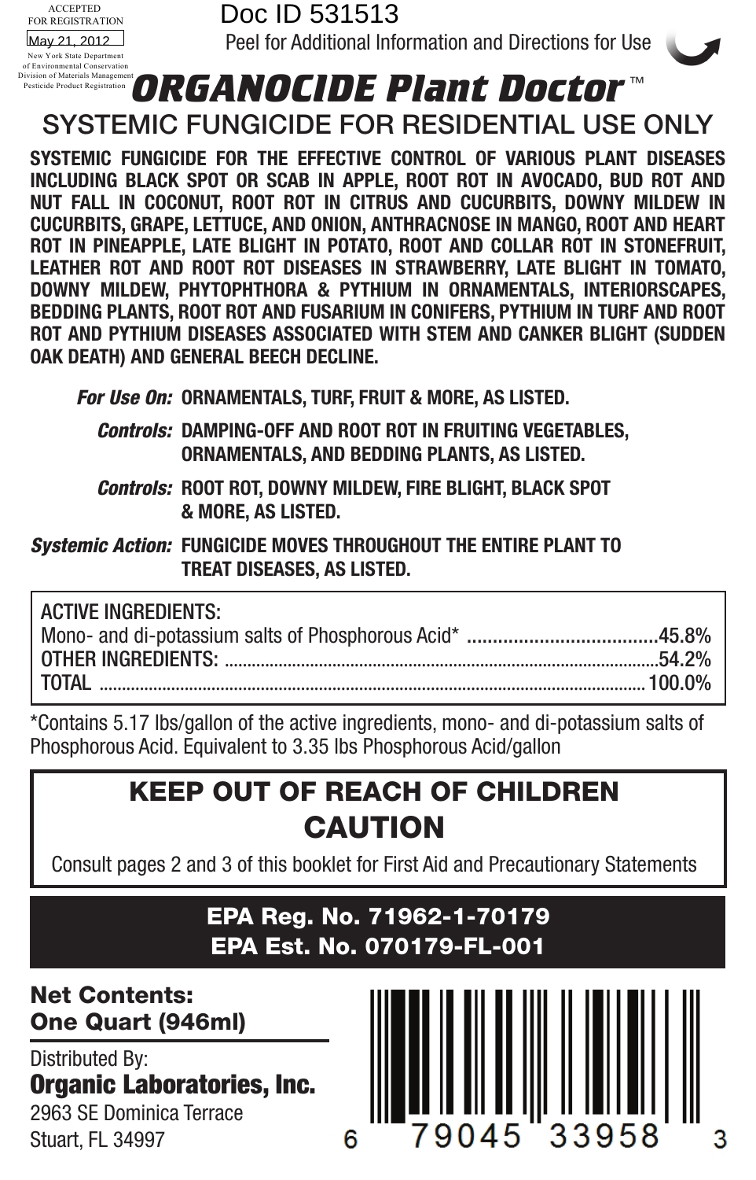ACCEPTED
FOR REGISTRATION
May 21, 2012
New York State Department of Environmental Conservation Division of Materials Management Pesticide Product Registration

Doc ID 531513

Peel for Additional Information and Directions for Use

# *ORGANOCIDE Plant Doctor*™

## SYSTEMIC FUNGICIDE FOR RESIDENTIAL USE ONLY

**SYSTEMIC FUNGICIDE FOR THE EFFECTIVE CONTROL OF VARIOUS PLANT DISEASES INCLUDING BLACK SPOT OR SCAB IN APPLE, ROOT ROT IN AVOCADO, BUD ROT AND NUT FALL IN COCONUT, ROOT ROT IN CITRUS AND CUCURBITS, DOWNY MILDEW IN CUCURBITS, GRAPE, LETTUCE, AND ONION, ANTHRACNOSE IN MANGO, ROOT AND HEART ROT IN PINEAPPLE, LATE BLIGHT IN POTATO, ROOT AND COLLAR ROT IN STONEFRUIT, LEATHER ROT AND ROOT ROT DISEASES IN STRAWBERRY, LATE BLIGHT IN TOMATO, DOWNY MILDEW, PHYTOPHTHORA & PYTHIUM IN ORNAMENTALS, INTERIORSCAPES, BEDDING PLANTS, ROOT ROT AND FUSARIUM IN CONIFERS, PYTHIUM IN TURF AND ROOT ROT AND PYTHIUM DISEASES ASSOCIATED WITH STEM AND CANKER BLIGHT (SUDDEN OAK DEATH) AND GENERAL BEECH DECLINE.**

***For Use On:*** **ORNAMENTALS, TURF, FRUIT & MORE, AS LISTED.**

***Controls:*** **DAMPING-OFF AND ROOT ROT IN FRUITING VEGETABLES, ORNAMENTALS, AND BEDDING PLANTS, AS LISTED.**

***Controls:*** **ROOT ROT, DOWNY MILDEW, FIRE BLIGHT, BLACK SPOT & MORE, AS LISTED.**

***Systemic Action:*** **FUNGICIDE MOVES THROUGHOUT THE ENTIRE PLANT TO TREAT DISEASES, AS LISTED.**

| ACTIVE INGREDIENTS: | |
|---|---|
| Mono- and di-potassium salts of Phosphorous Acid* | 45.8% |
| OTHER INGREDIENTS: | 54.2% |
| TOTAL | 100.0% |

*Contains 5.17 lbs/gallon of the active ingredients, mono- and di-potassium salts of Phosphorous Acid. Equivalent to 3.35 lbs Phosphorous Acid/gallon

## KEEP OUT OF REACH OF CHILDREN

## CAUTION

Consult pages 2 and 3 of this booklet for First Aid and Precautionary Statements

**EPA Reg. No. 71962-1-70179**
**EPA Est. No. 070179-FL-001**

**Net Contents:**
**One Quart (946ml)**

Distributed By:
**Organic Laboratories, Inc.**
2963 SE Dominica Terrace
Stuart, FL 34997

6 79045 33958 3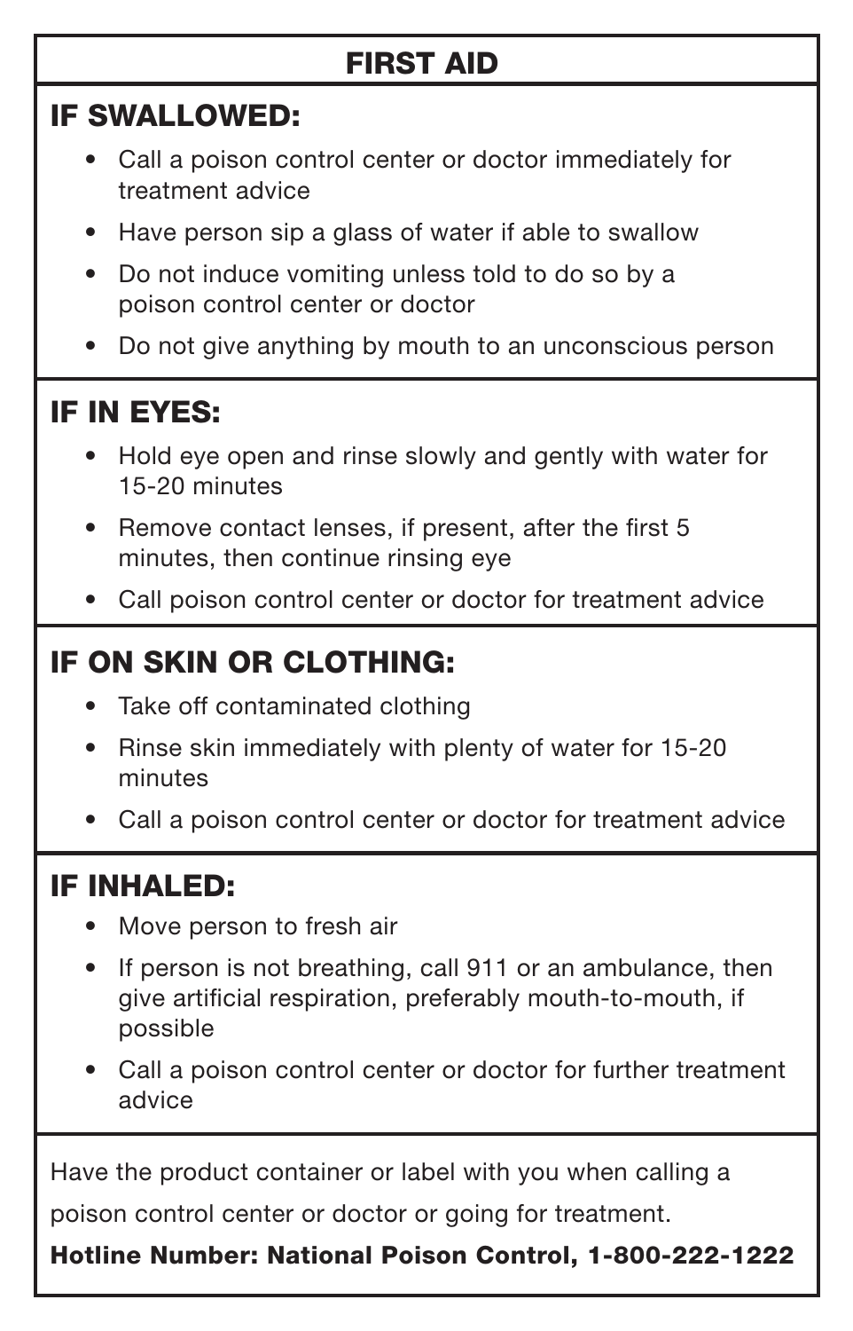# FIRST AID

## IF SWALLOWED:

- Call a poison control center or doctor immediately for treatment advice
- Have person sip a glass of water if able to swallow
- Do not induce vomiting unless told to do so by a poison control center or doctor
- Do not give anything by mouth to an unconscious person

## IF IN EYES:

- Hold eye open and rinse slowly and gently with water for 15-20 minutes
- Remove contact lenses, if present, after the first 5 minutes, then continue rinsing eye
- Call poison control center or doctor for treatment advice

## IF ON SKIN OR CLOTHING:

- Take off contaminated clothing
- Rinse skin immediately with plenty of water for 15-20 minutes
- Call a poison control center or doctor for treatment advice

## IF INHALED:

- Move person to fresh air
- If person is not breathing, call 911 or an ambulance, then give artificial respiration, preferably mouth-to-mouth, if possible
- Call a poison control center or doctor for further treatment advice

Have the product container or label with you when calling a poison control center or doctor or going for treatment.

**Hotline Number: National Poison Control, 1-800-222-1222**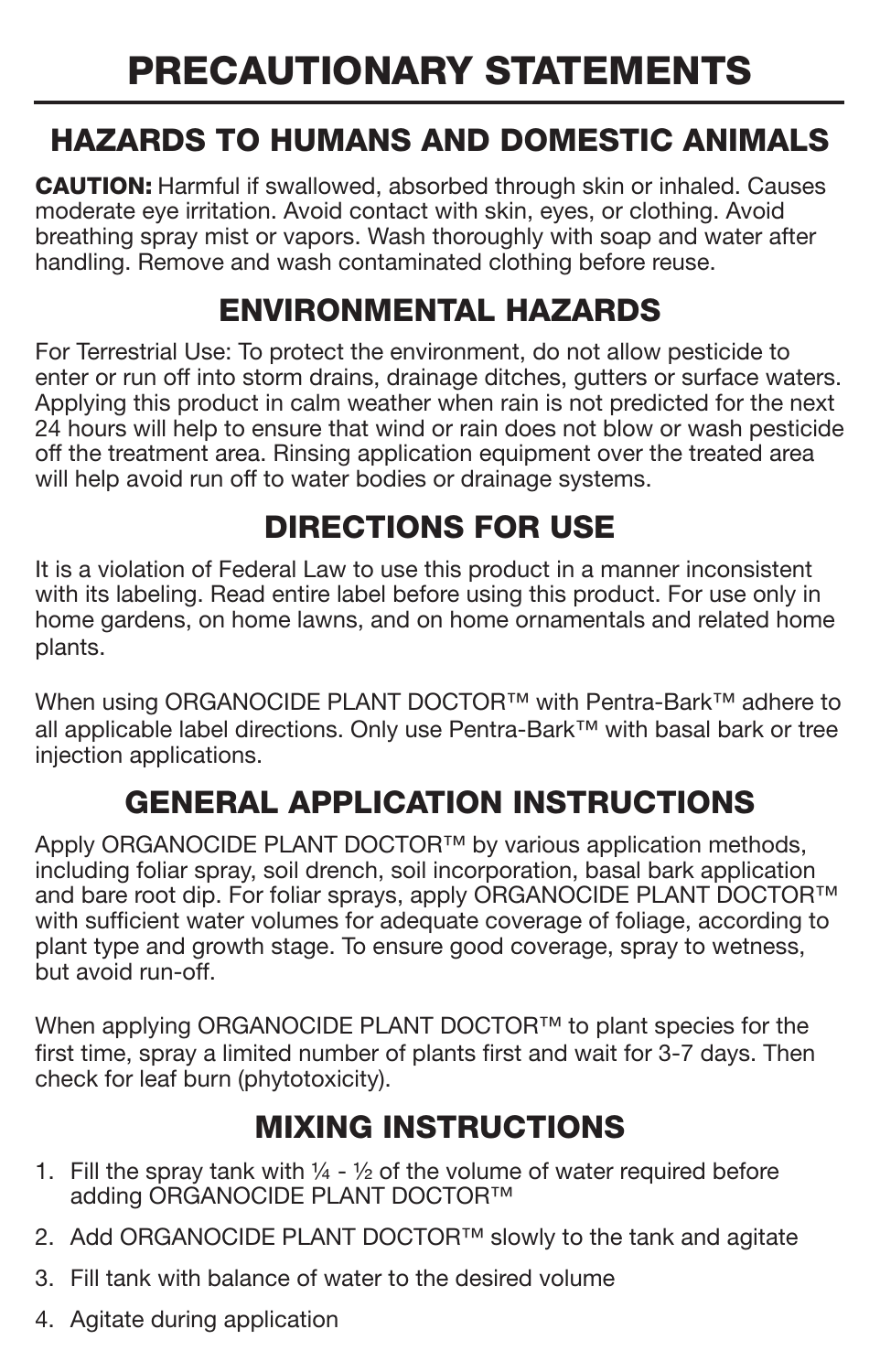# PRECAUTIONARY STATEMENTS

## HAZARDS TO HUMANS AND DOMESTIC ANIMALS

**CAUTION:** Harmful if swallowed, absorbed through skin or inhaled. Causes moderate eye irritation. Avoid contact with skin, eyes, or clothing. Avoid breathing spray mist or vapors. Wash thoroughly with soap and water after handling. Remove and wash contaminated clothing before reuse.

## ENVIRONMENTAL HAZARDS

For Terrestrial Use: To protect the environment, do not allow pesticide to enter or run off into storm drains, drainage ditches, gutters or surface waters. Applying this product in calm weather when rain is not predicted for the next 24 hours will help to ensure that wind or rain does not blow or wash pesticide off the treatment area. Rinsing application equipment over the treated area will help avoid run off to water bodies or drainage systems.

## DIRECTIONS FOR USE

It is a violation of Federal Law to use this product in a manner inconsistent with its labeling. Read entire label before using this product. For use only in home gardens, on home lawns, and on home ornamentals and related home plants.

When using ORGANOCIDE PLANT DOCTOR™ with Pentra-Bark™ adhere to all applicable label directions. Only use Pentra-Bark™ with basal bark or tree injection applications.

## GENERAL APPLICATION INSTRUCTIONS

Apply ORGANOCIDE PLANT DOCTOR™ by various application methods, including foliar spray, soil drench, soil incorporation, basal bark application and bare root dip. For foliar sprays, apply ORGANOCIDE PLANT DOCTOR™ with sufficient water volumes for adequate coverage of foliage, according to plant type and growth stage. To ensure good coverage, spray to wetness, but avoid run-off.

When applying ORGANOCIDE PLANT DOCTOR™ to plant species for the first time, spray a limited number of plants first and wait for 3-7 days. Then check for leaf burn (phytotoxicity).

## MIXING INSTRUCTIONS

1. Fill the spray tank with ¼ - ½ of the volume of water required before adding ORGANOCIDE PLANT DOCTOR™
2. Add ORGANOCIDE PLANT DOCTOR™ slowly to the tank and agitate
3. Fill tank with balance of water to the desired volume
4. Agitate during application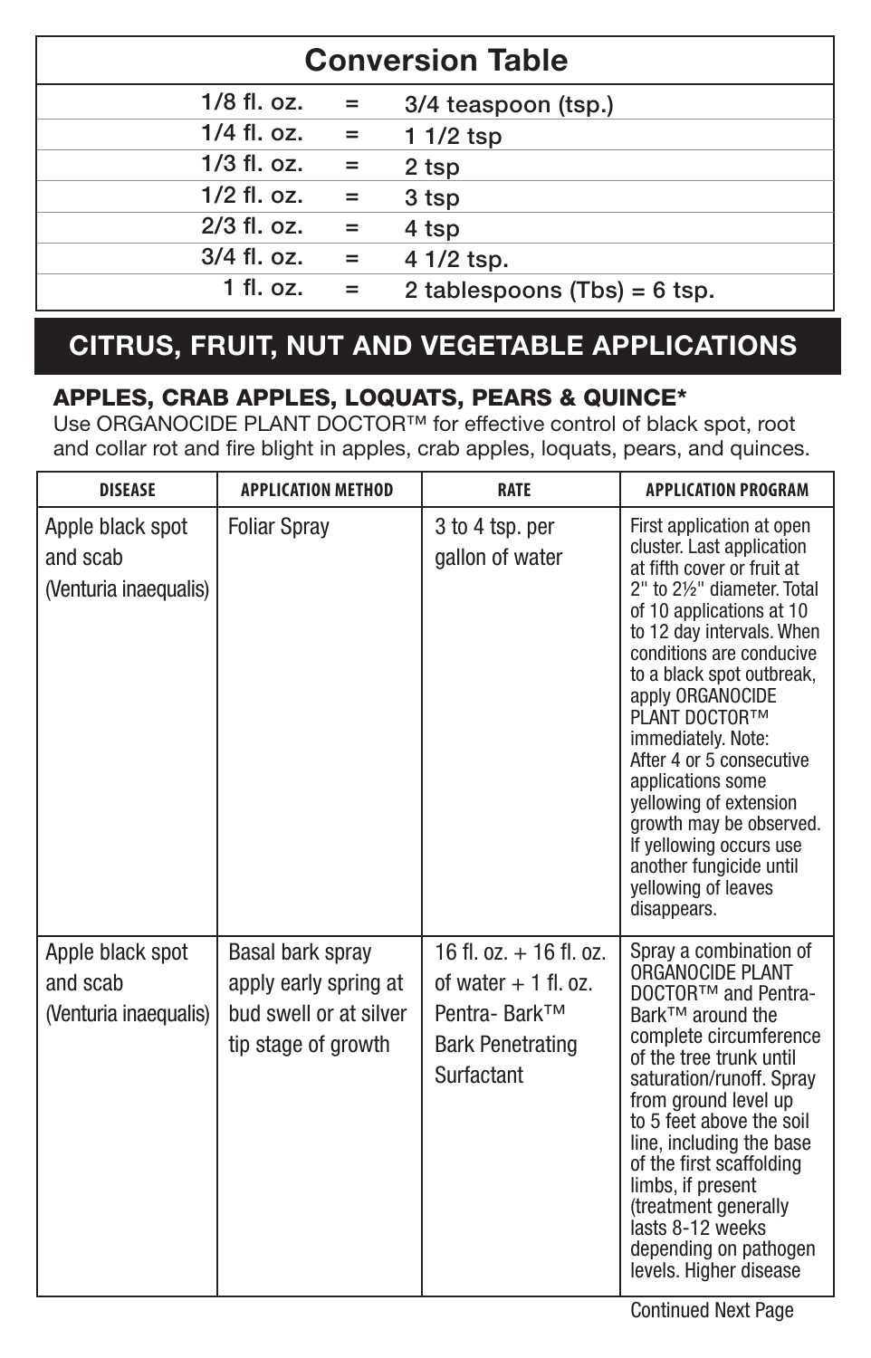## Conversion Table

| | | |
|---|---|---|
| 1/8 fl. oz. | = | 3/4 teaspoon (tsp.) |
| 1/4 fl. oz. | = | 1 1/2 tsp |
| 1/3 fl. oz. | = | 2 tsp |
| 1/2 fl. oz. | = | 3 tsp |
| 2/3 fl. oz. | = | 4 tsp |
| 3/4 fl. oz. | = | 4 1/2 tsp. |
| 1 fl. oz. | = | 2 tablespoons (Tbs) = 6 tsp. |

## CITRUS, FRUIT, NUT AND VEGETABLE APPLICATIONS

### APPLES, CRAB APPLES, LOQUATS, PEARS & QUINCE*

Use ORGANOCIDE PLANT DOCTOR™ for effective control of black spot, root and collar rot and fire blight in apples, crab apples, loquats, pears, and quinces.

| DISEASE | APPLICATION METHOD | RATE | APPLICATION PROGRAM |
|---|---|---|---|
| Apple black spot and scab (Venturia inaequalis) | Foliar Spray | 3 to 4 tsp. per gallon of water | First application at open cluster. Last application at fifth cover or fruit at 2" to 2½" diameter. Total of 10 applications at 10 to 12 day intervals. When conditions are conducive to a black spot outbreak, apply ORGANOCIDE PLANT DOCTOR™ immediately. Note: After 4 or 5 consecutive applications some yellowing of extension growth may be observed. If yellowing occurs use another fungicide until yellowing of leaves disappears. |
| Apple black spot and scab (Venturia inaequalis) | Basal bark spray apply early spring at bud swell or at silver tip stage of growth | 16 fl. oz. + 16 fl. oz. of water + 1 fl. oz. Pentra- Bark™ Bark Penetrating Surfactant | Spray a combination of ORGANOCIDE PLANT DOCTOR™ and Pentra-Bark™ around the complete circumference of the tree trunk until saturation/runoff. Spray from ground level up to 5 feet above the soil line, including the base of the first scaffolding limbs, if present (treatment generally lasts 8-12 weeks depending on pathogen levels. Higher disease |

Continued Next Page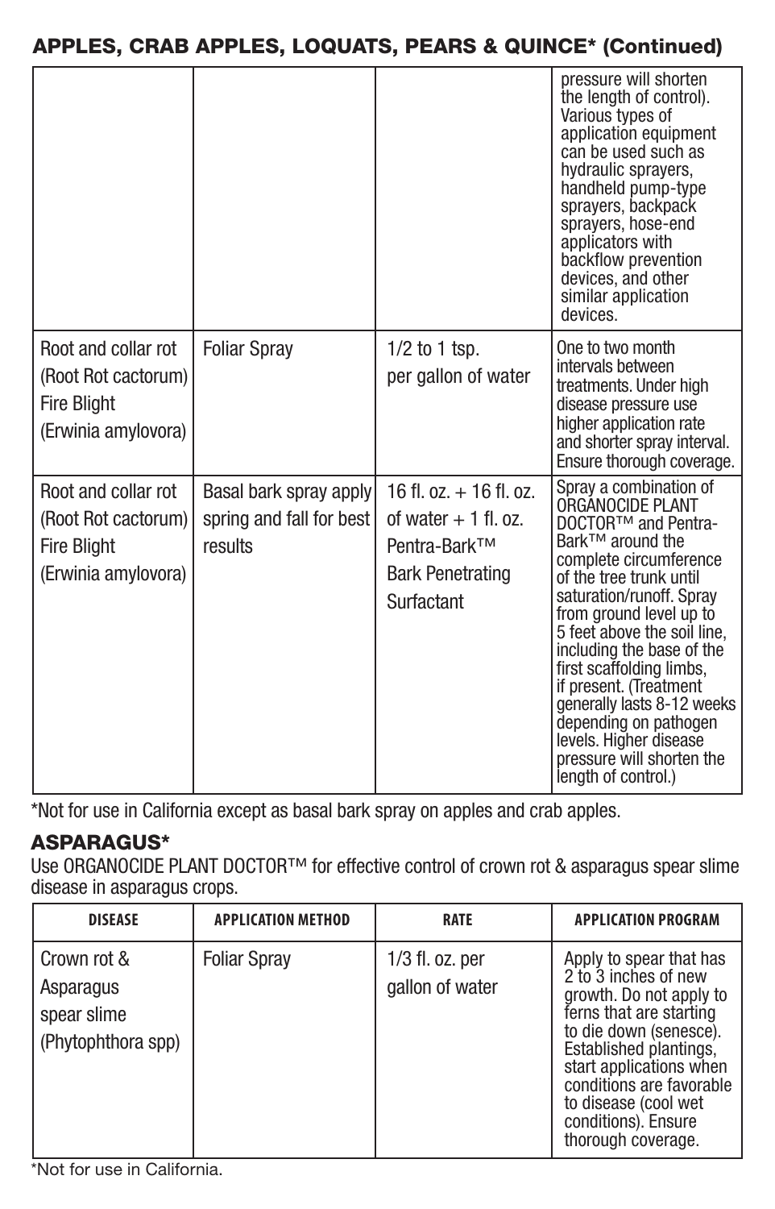## APPLES, CRAB APPLES, LOQUATS, PEARS & QUINCE* (Continued)

| | | | |
|---|---|---|---|
| | | | pressure will shorten the length of control). Various types of application equipment can be used such as hydraulic sprayers, handheld pump-type sprayers, backpack sprayers, hose-end applicators with backflow prevention devices, and other similar application devices. |
| Root and collar rot (Root Rot cactorum) Fire Blight (Erwinia amylovora) | Foliar Spray | 1/2 to 1 tsp. per gallon of water | One to two month intervals between treatments. Under high disease pressure use higher application rate and shorter spray interval. Ensure thorough coverage. |
| Root and collar rot (Root Rot cactorum) Fire Blight (Erwinia amylovora) | Basal bark spray apply spring and fall for best results | 16 fl. oz. + 16 fl. oz. of water + 1 fl. oz. Pentra-Bark™ Bark Penetrating Surfactant | Spray a combination of ORGANOCIDE PLANT DOCTOR™ and Pentra-Bark™ around the complete circumference of the tree trunk until saturation/runoff. Spray from ground level up to 5 feet above the soil line, including the base of the first scaffolding limbs, if present. (Treatment generally lasts 8-12 weeks depending on pathogen levels. Higher disease pressure will shorten the length of control.) |

*Not for use in California except as basal bark spray on apples and crab apples.

### ASPARAGUS*

Use ORGANOCIDE PLANT DOCTOR™ for effective control of crown rot & asparagus spear slime disease in asparagus crops.

| DISEASE | APPLICATION METHOD | RATE | APPLICATION PROGRAM |
|---|---|---|---|
| Crown rot & Asparagus spear slime (Phytophthora spp) | Foliar Spray | 1/3 fl. oz. per gallon of water | Apply to spear that has 2 to 3 inches of new growth. Do not apply to ferns that are starting to die down (senesce). Established plantings, start applications when conditions are favorable to disease (cool wet conditions). Ensure thorough coverage. |

*Not for use in California.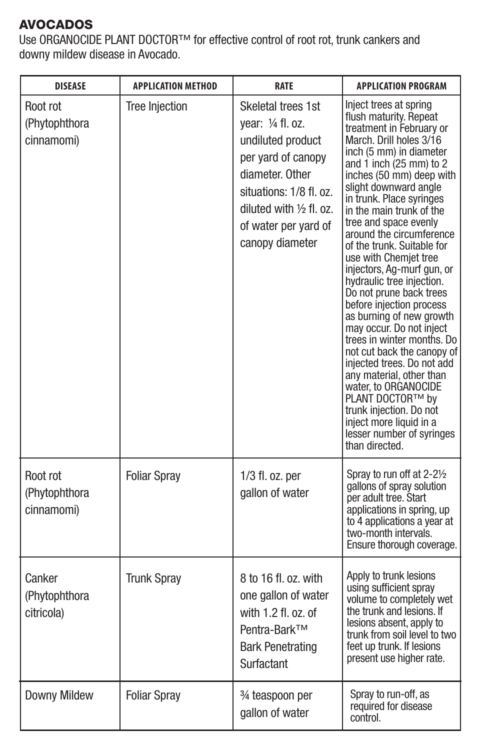## AVOCADOS

Use ORGANOCIDE PLANT DOCTOR™ for effective control of root rot, trunk cankers and downy mildew disease in Avocado.

| DISEASE | APPLICATION METHOD | RATE | APPLICATION PROGRAM |
|---|---|---|---|
| Root rot (Phytophthora cinnamomi) | Tree Injection | Skeletal trees 1st year: ¼ fl. oz. undiluted product per yard of canopy diameter. Other situations: 1/8 fl. oz. diluted with ½ fl. oz. of water per yard of canopy diameter | Inject trees at spring flush maturity. Repeat treatment in February or March. Drill holes 3/16 inch (5 mm) in diameter and 1 inch (25 mm) to 2 inches (50 mm) deep with slight downward angle in trunk. Place syringes in the main trunk of the tree and space evenly around the circumference of the trunk. Suitable for use with Chemjet tree injectors, Ag-murf gun, or hydraulic tree injection. Do not prune back trees before injection process as burning of new growth may occur. Do not inject trees in winter months. Do not cut back the canopy of injected trees. Do not add any material, other than water, to ORGANOCIDE PLANT DOCTOR™ by trunk injection. Do not inject more liquid in a lesser number of syringes than directed. |
| Root rot (Phytophthora cinnamomi) | Foliar Spray | 1/3 fl. oz. per gallon of water | Spray to run off at 2-2½ gallons of spray solution per adult tree. Start applications in spring, up to 4 applications a year at two-month intervals. Ensure thorough coverage. |
| Canker (Phytophthora citricola) | Trunk Spray | 8 to 16 fl. oz. with one gallon of water with 1.2 fl. oz. of Pentra-Bark™ Bark Penetrating Surfactant | Apply to trunk lesions using sufficient spray volume to completely wet the trunk and lesions. If lesions absent, apply to trunk from soil level to two feet up trunk. If lesions present use higher rate. |
| Downy Mildew | Foliar Spray | ¾ teaspoon per gallon of water | Spray to run-off, as required for disease control. |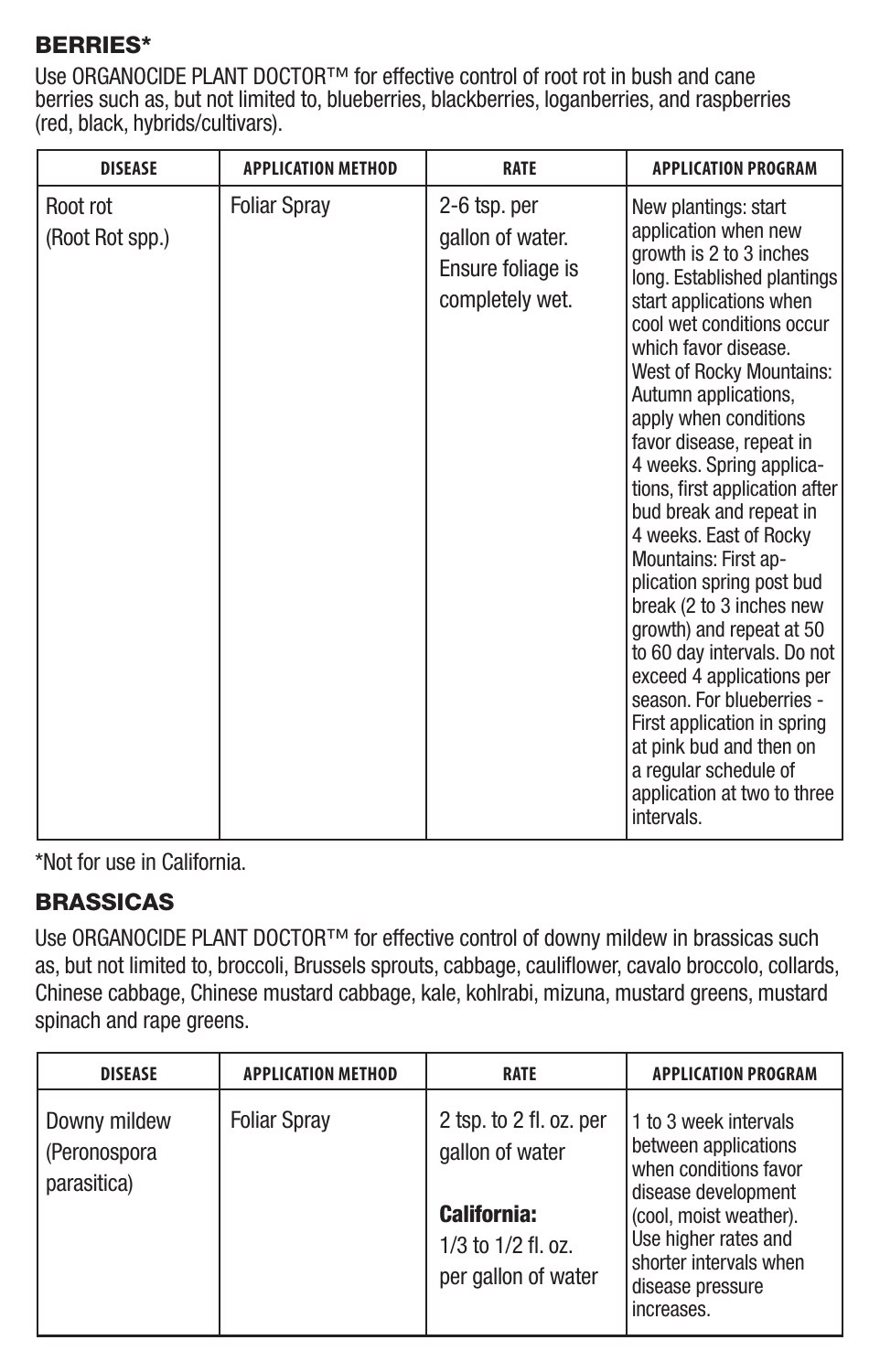## BERRIES*

Use ORGANOCIDE PLANT DOCTOR™ for effective control of root rot in bush and cane berries such as, but not limited to, blueberries, blackberries, loganberries, and raspberries (red, black, hybrids/cultivars).

| DISEASE | APPLICATION METHOD | RATE | APPLICATION PROGRAM |
|---|---|---|---|
| Root rot (Root Rot spp.) | Foliar Spray | 2-6 tsp. per gallon of water. Ensure foliage is completely wet. | New plantings: start application when new growth is 2 to 3 inches long. Established plantings start applications when cool wet conditions occur which favor disease. West of Rocky Mountains: Autumn applications, apply when conditions favor disease, repeat in 4 weeks. Spring applications, first application after bud break and repeat in 4 weeks. East of Rocky Mountains: First application spring post bud break (2 to 3 inches new growth) and repeat at 50 to 60 day intervals. Do not exceed 4 applications per season. For blueberries - First application in spring at pink bud and then on a regular schedule of application at two to three intervals. |

*Not for use in California.

## BRASSICAS

Use ORGANOCIDE PLANT DOCTOR™ for effective control of downy mildew in brassicas such as, but not limited to, broccoli, Brussels sprouts, cabbage, cauliflower, cavalo broccolo, collards, Chinese cabbage, Chinese mustard cabbage, kale, kohlrabi, mizuna, mustard greens, mustard spinach and rape greens.

| DISEASE | APPLICATION METHOD | RATE | APPLICATION PROGRAM |
|---|---|---|---|
| Downy mildew (Peronospora parasitica) | Foliar Spray | 2 tsp. to 2 fl. oz. per gallon of water<br><br>**California:**<br>1/3 to 1/2 fl. oz. per gallon of water | 1 to 3 week intervals between applications when conditions favor disease development (cool, moist weather). Use higher rates and shorter intervals when disease pressure increases. |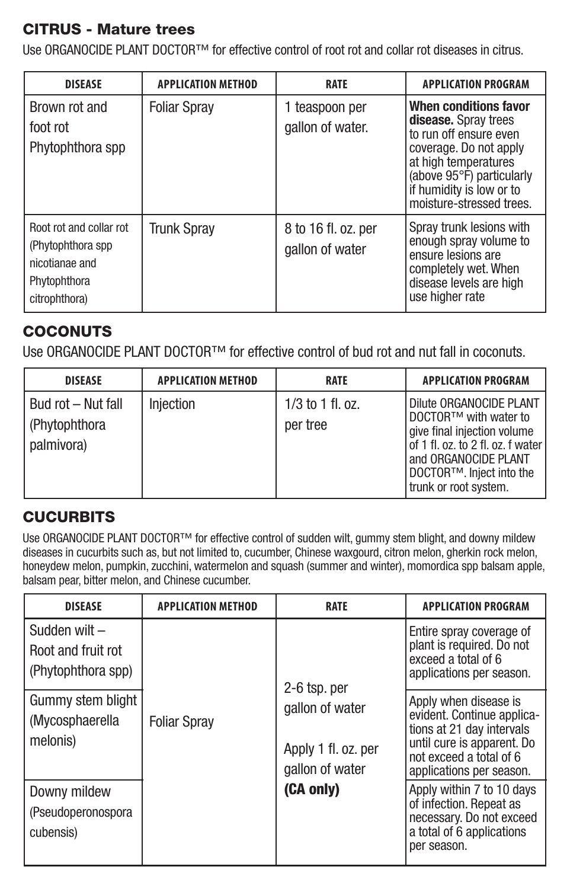## CITRUS - Mature trees

Use ORGANOCIDE PLANT DOCTOR™ for effective control of root rot and collar rot diseases in citrus.

| DISEASE | APPLICATION METHOD | RATE | APPLICATION PROGRAM |
|---|---|---|---|
| Brown rot and foot rot Phytophthora spp | Foliar Spray | 1 teaspoon per gallon of water. | **When conditions favor disease.** Spray trees to run off ensure even coverage. Do not apply at high temperatures (above 95°F) particularly if humidity is low or to moisture-stressed trees. |
| Root rot and collar rot (Phytophthora spp nicotianae and Phytophthora citrophthora) | Trunk Spray | 8 to 16 fl. oz. per gallon of water | Spray trunk lesions with enough spray volume to ensure lesions are completely wet. When disease levels are high use higher rate |

## COCONUTS

Use ORGANOCIDE PLANT DOCTOR™ for effective control of bud rot and nut fall in coconuts.

| DISEASE | APPLICATION METHOD | RATE | APPLICATION PROGRAM |
|---|---|---|---|
| Bud rot – Nut fall (Phytophthora palmivora) | Injection | 1/3 to 1 fl. oz. per tree | Dilute ORGANOCIDE PLANT DOCTOR™ with water to give final injection volume of 1 fl. oz. to 2 fl. oz. f water and ORGANOCIDE PLANT DOCTOR™. Inject into the trunk or root system. |

## CUCURBITS

Use ORGANOCIDE PLANT DOCTOR™ for effective control of sudden wilt, gummy stem blight, and downy mildew diseases in cucurbits such as, but not limited to, cucumber, Chinese waxgourd, citron melon, gherkin rock melon, honeydew melon, pumpkin, zucchini, watermelon and squash (summer and winter), momordica spp balsam apple, balsam pear, bitter melon, and Chinese cucumber.

| DISEASE | APPLICATION METHOD | RATE | APPLICATION PROGRAM |
|---|---|---|---|
| Sudden wilt – Root and fruit rot (Phytophthora spp) | Foliar Spray | 2-6 tsp. per gallon of water<br><br>Apply 1 fl. oz. per gallon of water **(CA only)** | Entire spray coverage of plant is required. Do not exceed a total of 6 applications per season. |
| Gummy stem blight (Mycosphaerella melonis) | | | Apply when disease is evident. Continue applications at 21 day intervals until cure is apparent. Do not exceed a total of 6 applications per season. |
| Downy mildew (Pseudoperonospora cubensis) | | | Apply within 7 to 10 days of infection. Repeat as necessary. Do not exceed a total of 6 applications per season. |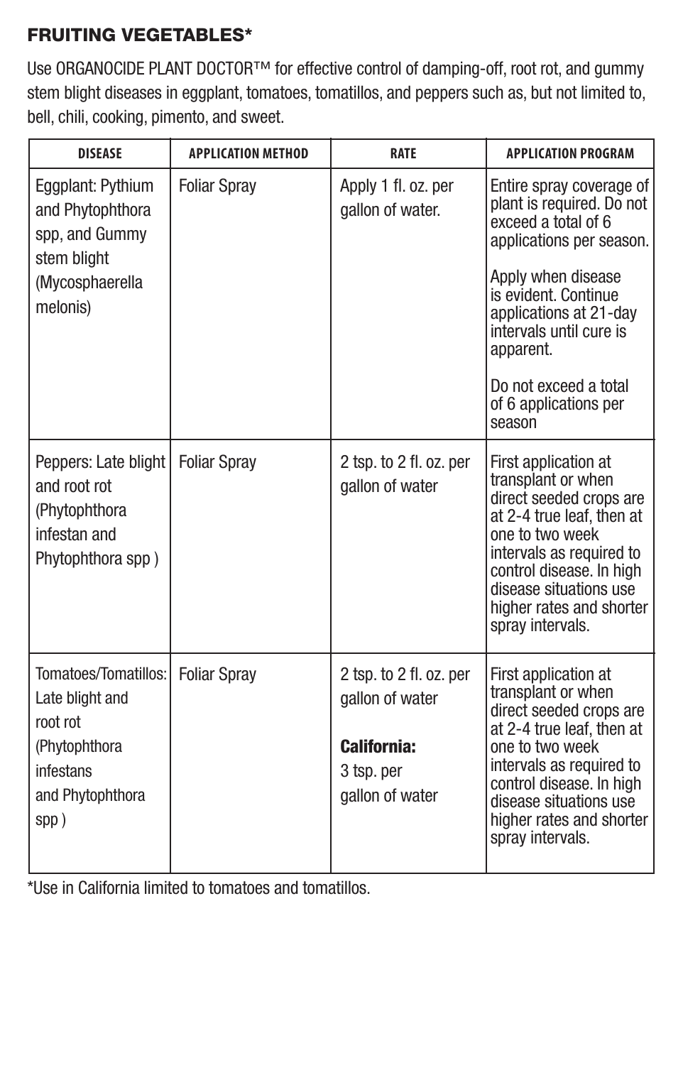## FRUITING VEGETABLES*

Use ORGANOCIDE PLANT DOCTOR™ for effective control of damping-off, root rot, and gummy stem blight diseases in eggplant, tomatoes, tomatillos, and peppers such as, but not limited to, bell, chili, cooking, pimento, and sweet.

| DISEASE | APPLICATION METHOD | RATE | APPLICATION PROGRAM |
|---|---|---|---|
| Eggplant: Pythium and Phytophthora spp, and Gummy stem blight (Mycosphaerella melonis) | Foliar Spray | Apply 1 fl. oz. per gallon of water. | Entire spray coverage of plant is required. Do not exceed a total of 6 applications per season.<br><br>Apply when disease is evident. Continue applications at 21-day intervals until cure is apparent.<br><br>Do not exceed a total of 6 applications per season |
| Peppers: Late blight and root rot (Phytophthora infestan and Phytophthora spp ) | Foliar Spray | 2 tsp. to 2 fl. oz. per gallon of water | First application at transplant or when direct seeded crops are at 2-4 true leaf, then at one to two week intervals as required to control disease. In high disease situations use higher rates and shorter spray intervals. |
| Tomatoes/Tomatillos: Late blight and root rot (Phytophthora infestans and Phytophthora spp ) | Foliar Spray | 2 tsp. to 2 fl. oz. per gallon of water<br><br>**California:**<br>3 tsp. per gallon of water | First application at transplant or when direct seeded crops are at 2-4 true leaf, then at one to two week intervals as required to control disease. In high disease situations use higher rates and shorter spray intervals. |

*Use in California limited to tomatoes and tomatillos.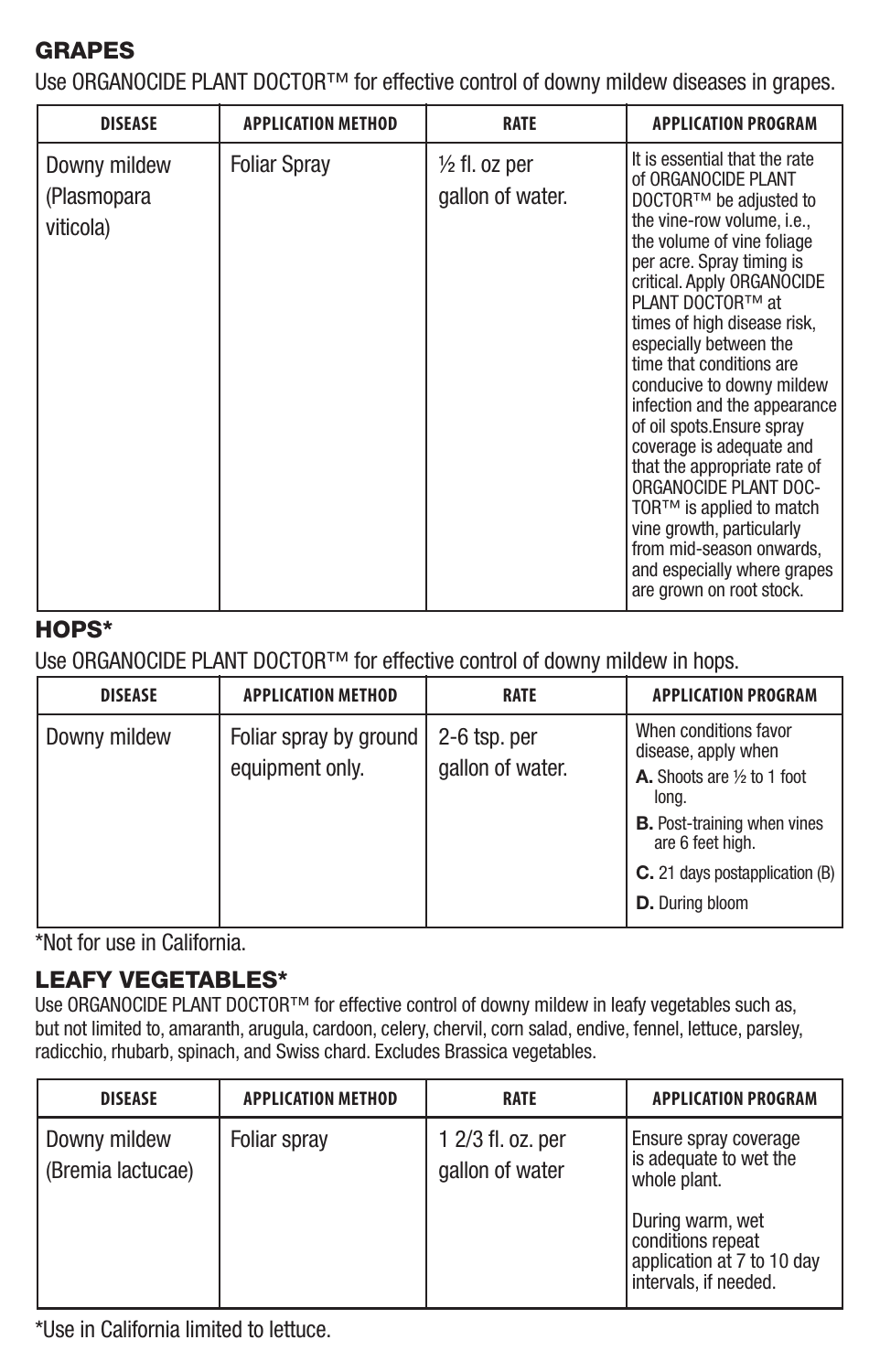## GRAPES

Use ORGANOCIDE PLANT DOCTOR™ for effective control of downy mildew diseases in grapes.

| DISEASE | APPLICATION METHOD | RATE | APPLICATION PROGRAM |
|---|---|---|---|
| Downy mildew (Plasmopara viticola) | Foliar Spray | ½ fl. oz per gallon of water. | It is essential that the rate of ORGANOCIDE PLANT DOCTOR™ be adjusted to the vine-row volume, i.e., the volume of vine foliage per acre. Spray timing is critical. Apply ORGANOCIDE PLANT DOCTOR™ at times of high disease risk, especially between the time that conditions are conducive to downy mildew infection and the appearance of oil spots.Ensure spray coverage is adequate and that the appropriate rate of ORGANOCIDE PLANT DOCTOR™ is applied to match vine growth, particularly from mid-season onwards, and especially where grapes are grown on root stock. |

## HOPS*

Use ORGANOCIDE PLANT DOCTOR™ for effective control of downy mildew in hops.

| DISEASE | APPLICATION METHOD | RATE | APPLICATION PROGRAM |
|---|---|---|---|
| Downy mildew | Foliar spray by ground equipment only. | 2-6 tsp. per gallon of water. | When conditions favor disease, apply when **A.** Shoots are ½ to 1 foot long. **B.** Post-training when vines are 6 feet high. **C.** 21 days postapplication (B) **D.** During bloom |

*Not for use in California.

## LEAFY VEGETABLES*

Use ORGANOCIDE PLANT DOCTOR™ for effective control of downy mildew in leafy vegetables such as, but not limited to, amaranth, arugula, cardoon, celery, chervil, corn salad, endive, fennel, lettuce, parsley, radicchio, rhubarb, spinach, and Swiss chard. Excludes Brassica vegetables.

| DISEASE | APPLICATION METHOD | RATE | APPLICATION PROGRAM |
|---|---|---|---|
| Downy mildew (Bremia lactucae) | Foliar spray | 1 2/3 fl. oz. per gallon of water | Ensure spray coverage is adequate to wet the whole plant. During warm, wet conditions repeat application at 7 to 10 day intervals, if needed. |

*Use in California limited to lettuce.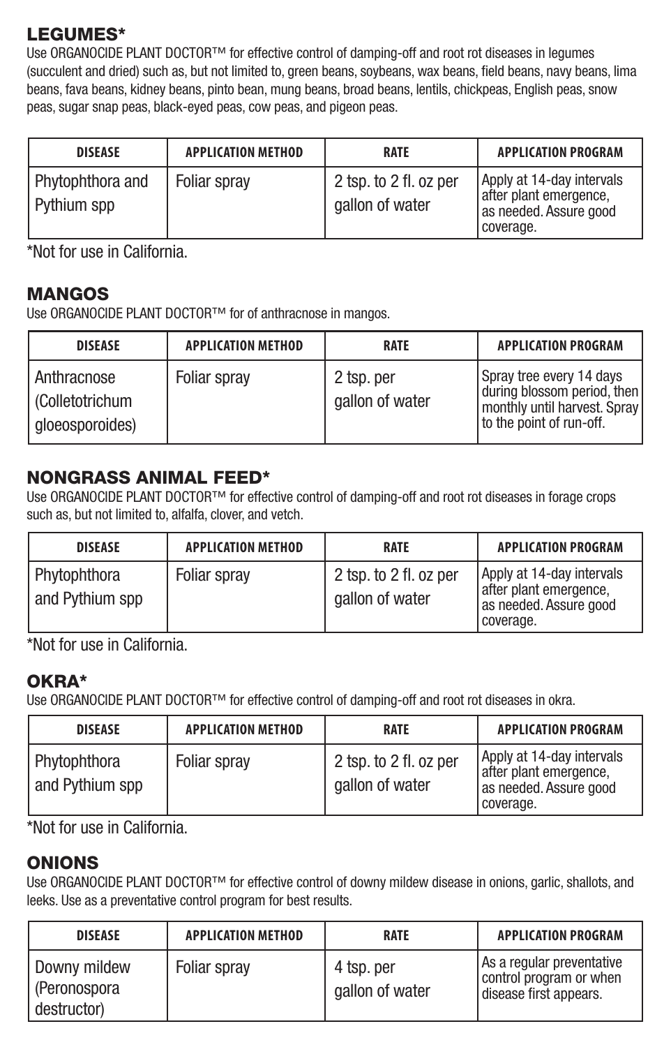## LEGUMES*

Use ORGANOCIDE PLANT DOCTOR™ for effective control of damping-off and root rot diseases in legumes (succulent and dried) such as, but not limited to, green beans, soybeans, wax beans, field beans, navy beans, lima beans, fava beans, kidney beans, pinto bean, mung beans, broad beans, lentils, chickpeas, English peas, snow peas, sugar snap peas, black-eyed peas, cow peas, and pigeon peas.

| DISEASE | APPLICATION METHOD | RATE | APPLICATION PROGRAM |
|---|---|---|---|
| Phytophthora and Pythium spp | Foliar spray | 2 tsp. to 2 fl. oz per gallon of water | Apply at 14-day intervals after plant emergence, as needed. Assure good coverage. |

*Not for use in California.

## MANGOS

Use ORGANOCIDE PLANT DOCTOR™ for of anthracnose in mangos.

| DISEASE | APPLICATION METHOD | RATE | APPLICATION PROGRAM |
|---|---|---|---|
| Anthracnose (Colletotrichum gloeosporoides) | Foliar spray | 2 tsp. per gallon of water | Spray tree every 14 days during blossom period, then monthly until harvest. Spray to the point of run-off. |

## NONGRASS ANIMAL FEED*

Use ORGANOCIDE PLANT DOCTOR™ for effective control of damping-off and root rot diseases in forage crops such as, but not limited to, alfalfa, clover, and vetch.

| DISEASE | APPLICATION METHOD | RATE | APPLICATION PROGRAM |
|---|---|---|---|
| Phytophthora and Pythium spp | Foliar spray | 2 tsp. to 2 fl. oz per gallon of water | Apply at 14-day intervals after plant emergence, as needed. Assure good coverage. |

*Not for use in California.

## OKRA*

Use ORGANOCIDE PLANT DOCTOR™ for effective control of damping-off and root rot diseases in okra.

| DISEASE | APPLICATION METHOD | RATE | APPLICATION PROGRAM |
|---|---|---|---|
| Phytophthora and Pythium spp | Foliar spray | 2 tsp. to 2 fl. oz per gallon of water | Apply at 14-day intervals after plant emergence, as needed. Assure good coverage. |

*Not for use in California.

## ONIONS

Use ORGANOCIDE PLANT DOCTOR™ for effective control of downy mildew disease in onions, garlic, shallots, and leeks. Use as a preventative control program for best results.

| DISEASE | APPLICATION METHOD | RATE | APPLICATION PROGRAM |
|---|---|---|---|
| Downy mildew (Peronospora destructor) | Foliar spray | 4 tsp. per gallon of water | As a regular preventative control program or when disease first appears. |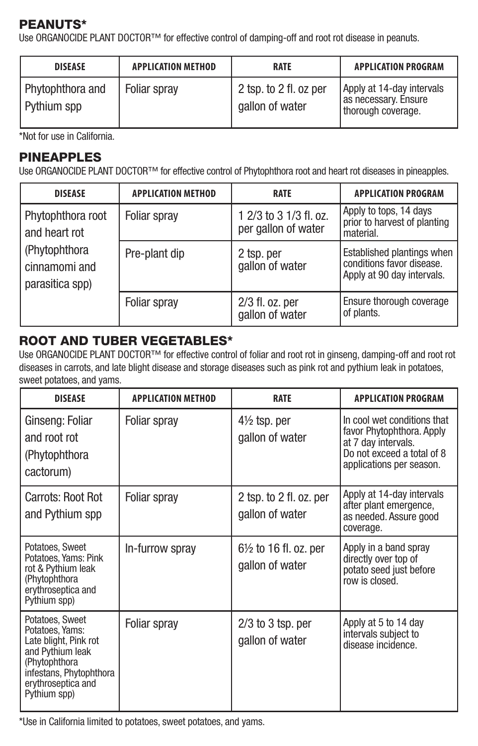## PEANUTS*

Use ORGANOCIDE PLANT DOCTOR™ for effective control of damping-off and root rot disease in peanuts.

| DISEASE | APPLICATION METHOD | RATE | APPLICATION PROGRAM |
|---|---|---|---|
| Phytophthora and Pythium spp | Foliar spray | 2 tsp. to 2 fl. oz per gallon of water | Apply at 14-day intervals as necessary. Ensure thorough coverage. |

*Not for use in California.

## PINEAPPLES

Use ORGANOCIDE PLANT DOCTOR™ for effective control of Phytophthora root and heart rot diseases in pineapples.

| DISEASE | APPLICATION METHOD | RATE | APPLICATION PROGRAM |
|---|---|---|---|
| Phytophthora root and heart rot (Phytophthora cinnamomi and parasitica spp) | Foliar spray | 1 2/3 to 3 1/3 fl. oz. per gallon of water | Apply to tops, 14 days prior to harvest of planting material. |
| | Pre-plant dip | 2 tsp. per gallon of water | Established plantings when conditions favor disease. Apply at 90 day intervals. |
| | Foliar spray | 2/3 fl. oz. per gallon of water | Ensure thorough coverage of plants. |

## ROOT AND TUBER VEGETABLES*

Use ORGANOCIDE PLANT DOCTOR™ for effective control of foliar and root rot in ginseng, damping-off and root rot diseases in carrots, and late blight disease and storage diseases such as pink rot and pythium leak in potatoes, sweet potatoes, and yams.

| DISEASE | APPLICATION METHOD | RATE | APPLICATION PROGRAM |
|---|---|---|---|
| Ginseng: Foliar and root rot (Phytophthora cactorum) | Foliar spray | 4½ tsp. per gallon of water | In cool wet conditions that favor Phytophthora. Apply at 7 day intervals. Do not exceed a total of 8 applications per season. |
| Carrots: Root Rot and Pythium spp | Foliar spray | 2 tsp. to 2 fl. oz. per gallon of water | Apply at 14-day intervals after plant emergence, as needed. Assure good coverage. |
| Potatoes, Sweet Potatoes, Yams: Pink rot & Pythium leak (Phytophthora erythroseptica and Pythium spp) | In-furrow spray | 6½ to 16 fl. oz. per gallon of water | Apply in a band spray directly over top of potato seed just before row is closed. |
| Potatoes, Sweet Potatoes, Yams: Late blight, Pink rot and Pythium leak (Phytophthora infestans, Phytophthora erythroseptica and Pythium spp) | Foliar spray | 2/3 to 3 tsp. per gallon of water | Apply at 5 to 14 day intervals subject to disease incidence. |

*Use in California limited to potatoes, sweet potatoes, and yams.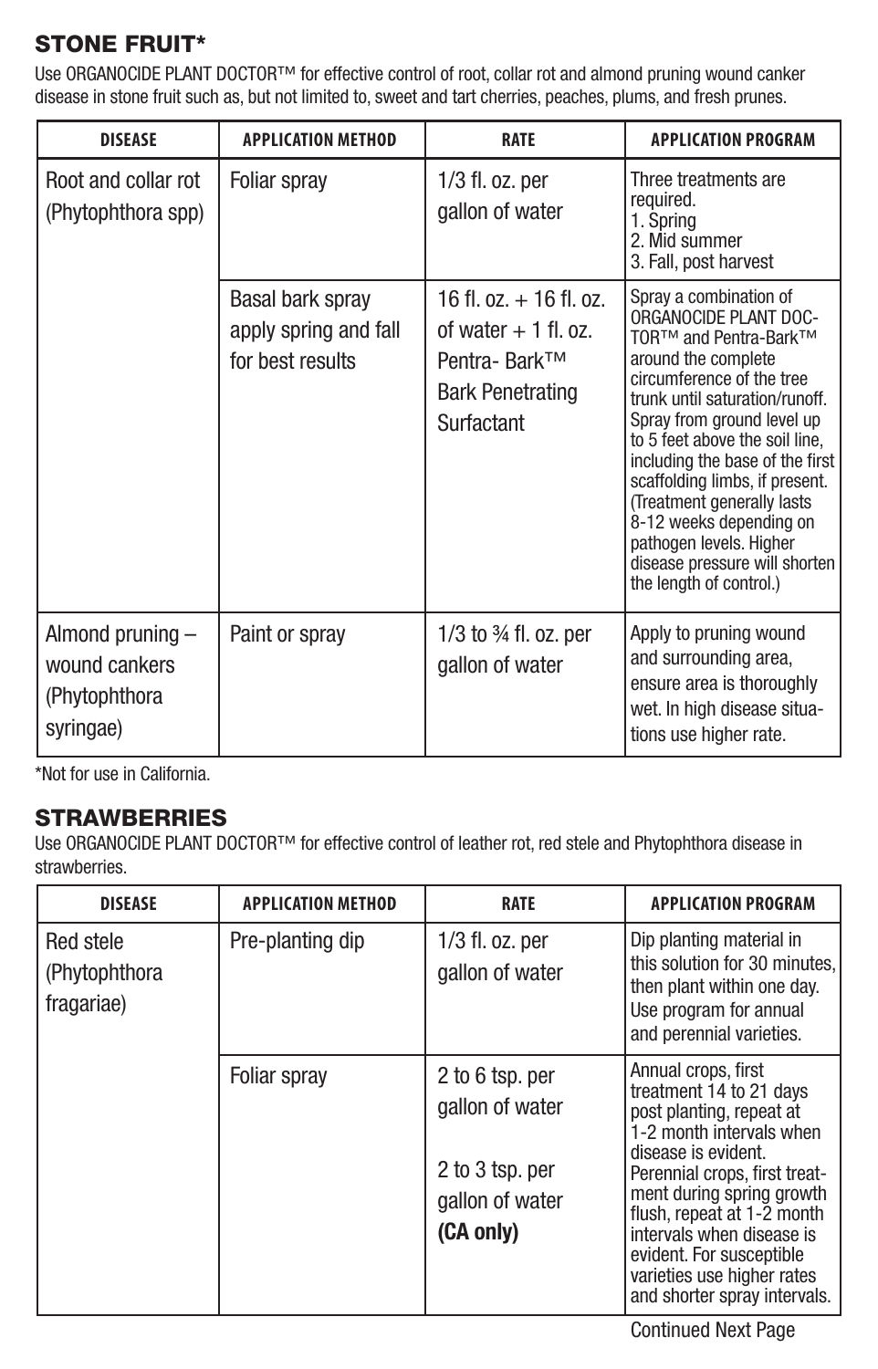## STONE FRUIT*

Use ORGANOCIDE PLANT DOCTOR™ for effective control of root, collar rot and almond pruning wound canker disease in stone fruit such as, but not limited to, sweet and tart cherries, peaches, plums, and fresh prunes.

| DISEASE | APPLICATION METHOD | RATE | APPLICATION PROGRAM |
|---|---|---|---|
| Root and collar rot (Phytophthora spp) | Foliar spray | 1/3 fl. oz. per gallon of water | Three treatments are required.<br>1. Spring<br>2. Mid summer<br>3. Fall, post harvest |
| | Basal bark spray apply spring and fall for best results | 16 fl. oz. + 16 fl. oz. of water + 1 fl. oz. Pentra- Bark™ Bark Penetrating Surfactant | Spray a combination of ORGANOCIDE PLANT DOCTOR™ and Pentra-Bark™ around the complete circumference of the tree trunk until saturation/runoff. Spray from ground level up to 5 feet above the soil line, including the base of the first scaffolding limbs, if present. (Treatment generally lasts 8-12 weeks depending on pathogen levels. Higher disease pressure will shorten the length of control.) |
| Almond pruning – wound cankers (Phytophthora syringae) | Paint or spray | 1/3 to ¾ fl. oz. per gallon of water | Apply to pruning wound and surrounding area, ensure area is thoroughly wet. In high disease situations use higher rate. |

*Not for use in California.

## STRAWBERRIES

Use ORGANOCIDE PLANT DOCTOR™ for effective control of leather rot, red stele and Phytophthora disease in strawberries.

| DISEASE | APPLICATION METHOD | RATE | APPLICATION PROGRAM |
|---|---|---|---|
| Red stele (Phytophthora fragariae) | Pre-planting dip | 1/3 fl. oz. per gallon of water | Dip planting material in this solution for 30 minutes, then plant within one day. Use program for annual and perennial varieties. |
| | Foliar spray | 2 to 6 tsp. per gallon of water<br><br>2 to 3 tsp. per gallon of water **(CA only)** | Annual crops, first treatment 14 to 21 days post planting, repeat at 1-2 month intervals when disease is evident. Perennial crops, first treatment during spring growth flush, repeat at 1-2 month intervals when disease is evident. For susceptible varieties use higher rates and shorter spray intervals. |

Continued Next Page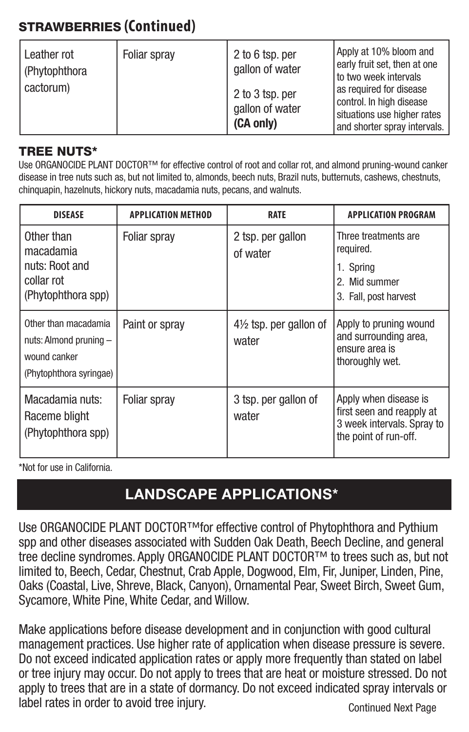## STRAWBERRIES (Continued)

| | | | |
|---|---|---|---|
| Leather rot (Phytophthora cactorum) | Foliar spray | 2 to 6 tsp. per gallon of water<br><br>2 to 3 tsp. per gallon of water **(CA only)** | Apply at 10% bloom and early fruit set, then at one to two week intervals as required for disease control. In high disease situations use higher rates and shorter spray intervals. |

## TREE NUTS*

Use ORGANOCIDE PLANT DOCTOR™ for effective control of root and collar rot, and almond pruning-wound canker disease in tree nuts such as, but not limited to, almonds, beech nuts, Brazil nuts, butternuts, cashews, chestnuts, chinquapin, hazelnuts, hickory nuts, macadamia nuts, pecans, and walnuts.

| DISEASE | APPLICATION METHOD | RATE | APPLICATION PROGRAM |
|---|---|---|---|
| Other than macadamia nuts: Root and collar rot (Phytophthora spp) | Foliar spray | 2 tsp. per gallon of water | Three treatments are required.<br>1. Spring<br>2. Mid summer<br>3. Fall, post harvest |
| Other than macadamia nuts: Almond pruning – wound canker (Phytophthora syringae) | Paint or spray | 4½ tsp. per gallon of water | Apply to pruning wound and surrounding area, ensure area is thoroughly wet. |
| Macadamia nuts: Raceme blight (Phytophthora spp) | Foliar spray | 3 tsp. per gallon of water | Apply when disease is first seen and reapply at 3 week intervals. Spray to the point of run-off. |

*Not for use in California.

## LANDSCAPE APPLICATIONS*

Use ORGANOCIDE PLANT DOCTOR™for effective control of Phytophthora and Pythium spp and other diseases associated with Sudden Oak Death, Beech Decline, and general tree decline syndromes. Apply ORGANOCIDE PLANT DOCTOR™ to trees such as, but not limited to, Beech, Cedar, Chestnut, Crab Apple, Dogwood, Elm, Fir, Juniper, Linden, Pine, Oaks (Coastal, Live, Shreve, Black, Canyon), Ornamental Pear, Sweet Birch, Sweet Gum, Sycamore, White Pine, White Cedar, and Willow.

Make applications before disease development and in conjunction with good cultural management practices. Use higher rate of application when disease pressure is severe. Do not exceed indicated application rates or apply more frequently than stated on label or tree injury may occur. Do not apply to trees that are heat or moisture stressed. Do not apply to trees that are in a state of dormancy. Do not exceed indicated spray intervals or label rates in order to avoid tree injury.

Continued Next Page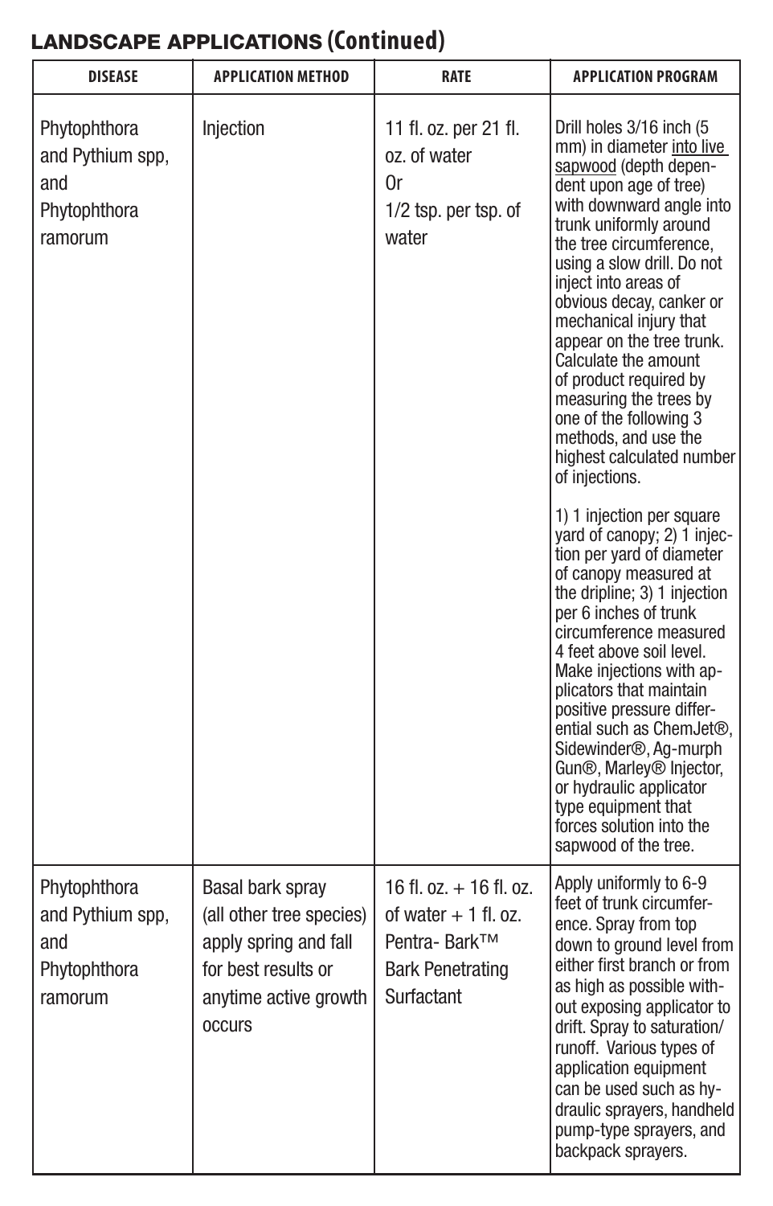## LANDSCAPE APPLICATIONS (Continued)

| DISEASE | APPLICATION METHOD | RATE | APPLICATION PROGRAM |
| --- | --- | --- | --- |
| Phytophthora and Pythium spp, and Phytophthora ramorum | Injection | 11 fl. oz. per 21 fl. oz. of water Or 1/2 tsp. per tsp. of water | Drill holes 3/16 inch (5 mm) in diameter into live sapwood (depth dependent upon age of tree) with downward angle into trunk uniformly around the tree circumference, using a slow drill. Do not inject into areas of obvious decay, canker or mechanical injury that appear on the tree trunk. Calculate the amount of product required by measuring the trees by one of the following 3 methods, and use the highest calculated number of injections. 1) 1 injection per square yard of canopy; 2) 1 injection per yard of diameter of canopy measured at the dripline; 3) 1 injection per 6 inches of trunk circumference measured 4 feet above soil level. Make injections with applicators that maintain positive pressure differential such as ChemJet®, Sidewinder®, Ag-murph Gun®, Marley® Injector, or hydraulic applicator type equipment that forces solution into the sapwood of the tree. |
| Phytophthora and Pythium spp, and Phytophthora ramorum | Basal bark spray (all other tree species) apply spring and fall for best results or anytime active growth occurs | 16 fl. oz. + 16 fl. oz. of water + 1 fl. oz. Pentra- Bark™ Bark Penetrating Surfactant | Apply uniformly to 6-9 feet of trunk circumference. Spray from top down to ground level from either first branch or from as high as possible without exposing applicator to drift. Spray to saturation/ runoff. Various types of application equipment can be used such as hydraulic sprayers, handheld pump-type sprayers, and backpack sprayers. |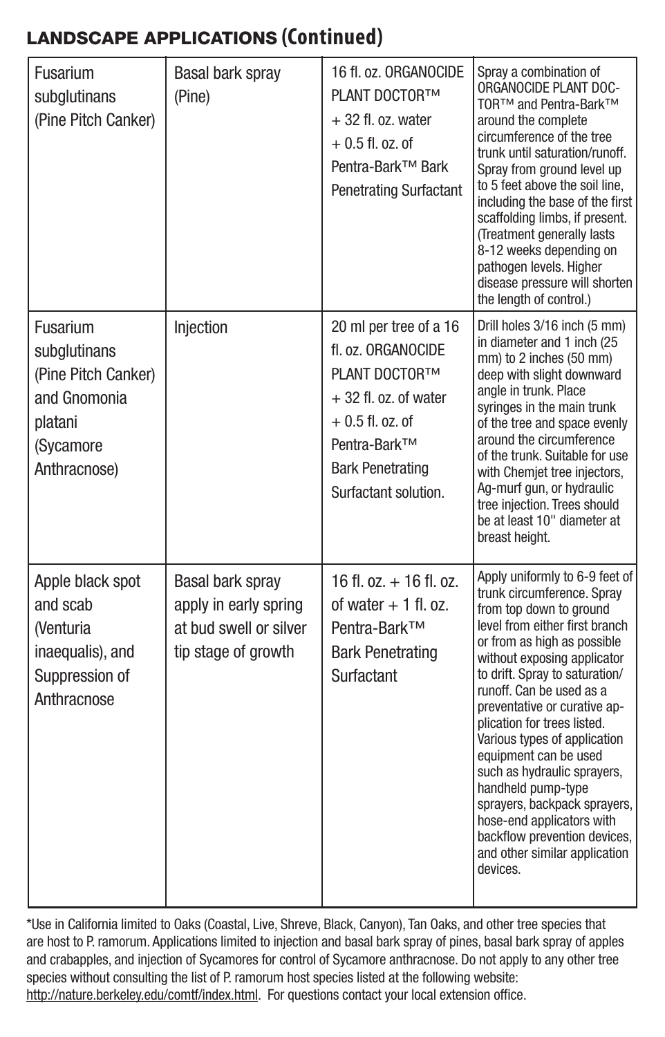## LANDSCAPE APPLICATIONS (Continued)

| | | | |
|---|---|---|---|
| Fusarium subglutinans (Pine Pitch Canker) | Basal bark spray (Pine) | 16 fl. oz. ORGANOCIDE PLANT DOCTOR™ + 32 fl. oz. water + 0.5 fl. oz. of Pentra-Bark™ Bark Penetrating Surfactant | Spray a combination of ORGANOCIDE PLANT DOCTOR™ and Pentra-Bark™ around the complete circumference of the tree trunk until saturation/runoff. Spray from ground level up to 5 feet above the soil line, including the base of the first scaffolding limbs, if present. (Treatment generally lasts 8-12 weeks depending on pathogen levels. Higher disease pressure will shorten the length of control.) |
| Fusarium subglutinans (Pine Pitch Canker) and Gnomonia platani (Sycamore Anthracnose) | Injection | 20 ml per tree of a 16 fl. oz. ORGANOCIDE PLANT DOCTOR™ + 32 fl. oz. of water + 0.5 fl. oz. of Pentra-Bark™ Bark Penetrating Surfactant solution. | Drill holes 3/16 inch (5 mm) in diameter and 1 inch (25 mm) to 2 inches (50 mm) deep with slight downward angle in trunk. Place syringes in the main trunk of the tree and space evenly around the circumference of the trunk. Suitable for use with Chemjet tree injectors, Ag-murf gun, or hydraulic tree injection. Trees should be at least 10" diameter at breast height. |
| Apple black spot and scab (Venturia inaequalis), and Suppression of Anthracnose | Basal bark spray apply in early spring at bud swell or silver tip stage of growth | 16 fl. oz. + 16 fl. oz. of water + 1 fl. oz. Pentra-Bark™ Bark Penetrating Surfactant | Apply uniformly to 6-9 feet of trunk circumference. Spray from top down to ground level from either first branch or from as high as possible without exposing applicator to drift. Spray to saturation/runoff. Can be used as a preventative or curative application for trees listed. Various types of application equipment can be used such as hydraulic sprayers, handheld pump-type sprayers, backpack sprayers, hose-end applicators with backflow prevention devices, and other similar application devices. |

*Use in California limited to Oaks (Coastal, Live, Shreve, Black, Canyon), Tan Oaks, and other tree species that are host to P. ramorum. Applications limited to injection and basal bark spray of pines, basal bark spray of apples and crabapples, and injection of Sycamores for control of Sycamore anthracnose. Do not apply to any other tree species without consulting the list of P. ramorum host species listed at the following website: http://nature.berkeley.edu/comtf/index.html. For questions contact your local extension office.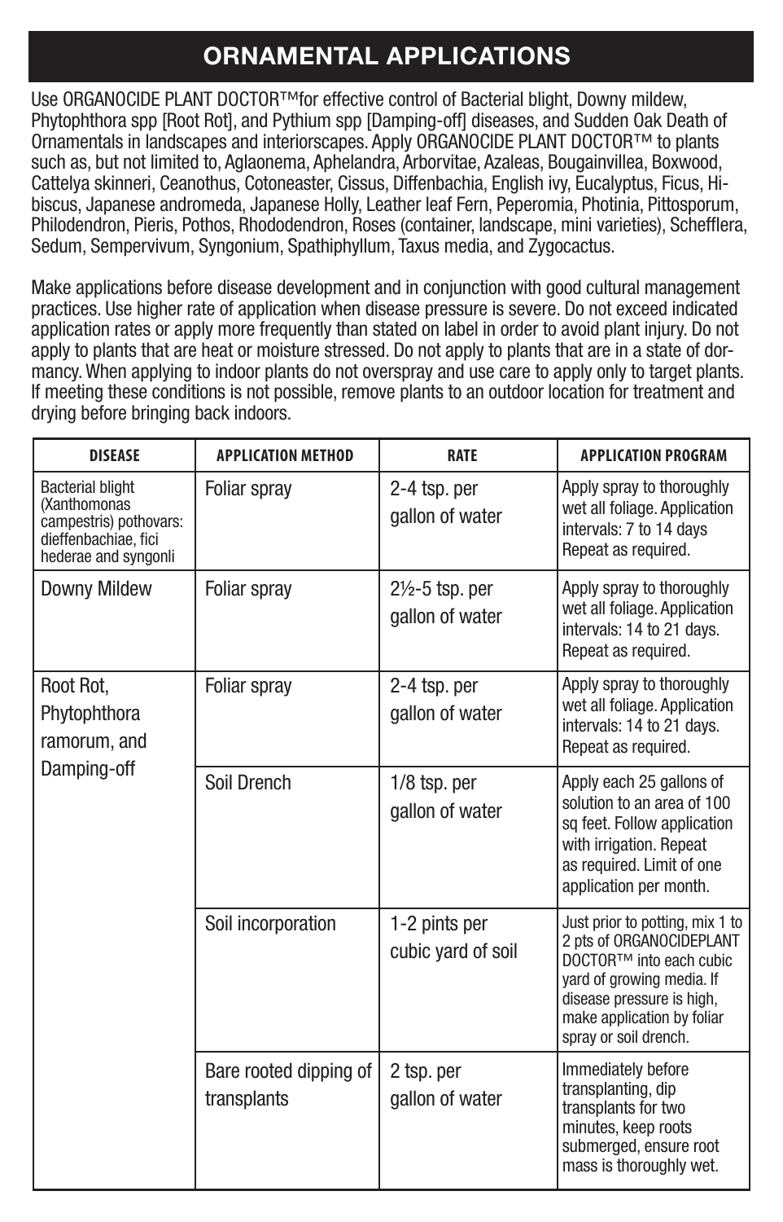## ORNAMENTAL APPLICATIONS

Use ORGANOCIDE PLANT DOCTOR™for effective control of Bacterial blight, Downy mildew, Phytophthora spp [Root Rot], and Pythium spp [Damping-off] diseases, and Sudden Oak Death of Ornamentals in landscapes and interiorscapes. Apply ORGANOCIDE PLANT DOCTOR™ to plants such as, but not limited to, Aglaonema, Aphelandra, Arborvitae, Azaleas, Bougainvillea, Boxwood, Cattelya skinneri, Ceanothus, Cotoneaster, Cissus, Diffenbachia, English ivy, Eucalyptus, Ficus, Hibiscus, Japanese andromeda, Japanese Holly, Leather leaf Fern, Peperomia, Photinia, Pittosporum, Philodendron, Pieris, Pothos, Rhododendron, Roses (container, landscape, mini varieties), Schefflera, Sedum, Sempervivum, Syngonium, Spathiphyllum, Taxus media, and Zygocactus.

Make applications before disease development and in conjunction with good cultural management practices. Use higher rate of application when disease pressure is severe. Do not exceed indicated application rates or apply more frequently than stated on label in order to avoid plant injury. Do not apply to plants that are heat or moisture stressed. Do not apply to plants that are in a state of dormancy. When applying to indoor plants do not overspray and use care to apply only to target plants. If meeting these conditions is not possible, remove plants to an outdoor location for treatment and drying before bringing back indoors.

| DISEASE | APPLICATION METHOD | RATE | APPLICATION PROGRAM |
|---|---|---|---|
| Bacterial blight (Xanthomonas campestris) pothovars: dieffenbachiae, fici hederae and syngonli | Foliar spray | 2-4 tsp. per gallon of water | Apply spray to thoroughly wet all foliage. Application intervals: 7 to 14 days Repeat as required. |
| Downy Mildew | Foliar spray | 2½-5 tsp. per gallon of water | Apply spray to thoroughly wet all foliage. Application intervals: 14 to 21 days. Repeat as required. |
| Root Rot, Phytophthora ramorum, and Damping-off | Foliar spray | 2-4 tsp. per gallon of water | Apply spray to thoroughly wet all foliage. Application intervals: 14 to 21 days. Repeat as required. |
| | Soil Drench | 1/8 tsp. per gallon of water | Apply each 25 gallons of solution to an area of 100 sq feet. Follow application with irrigation. Repeat as required. Limit of one application per month. |
| | Soil incorporation | 1-2 pints per cubic yard of soil | Just prior to potting, mix 1 to 2 pts of ORGANOCIDEPLANT DOCTOR™ into each cubic yard of growing media. If disease pressure is high, make application by foliar spray or soil drench. |
| | Bare rooted dipping of transplants | 2 tsp. per gallon of water | Immediately before transplanting, dip transplants for two minutes, keep roots submerged, ensure root mass is thoroughly wet. |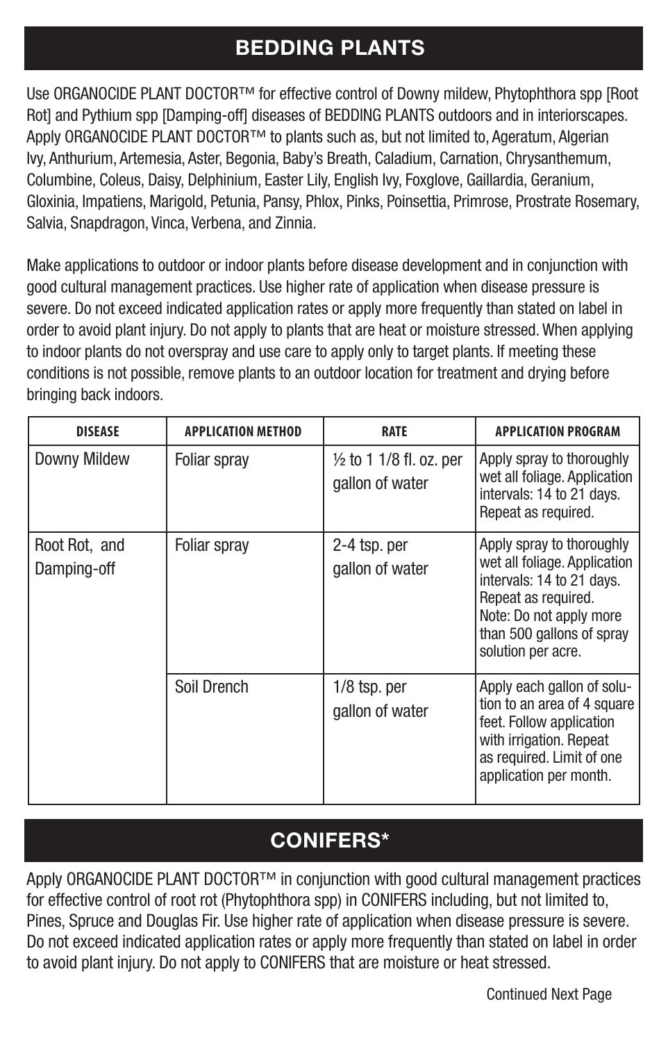## BEDDING PLANTS

Use ORGANOCIDE PLANT DOCTOR™ for effective control of Downy mildew, Phytophthora spp [Root Rot] and Pythium spp [Damping-off] diseases of BEDDING PLANTS outdoors and in interiorscapes. Apply ORGANOCIDE PLANT DOCTOR™ to plants such as, but not limited to, Ageratum, Algerian Ivy, Anthurium, Artemesia, Aster, Begonia, Baby's Breath, Caladium, Carnation, Chrysanthemum, Columbine, Coleus, Daisy, Delphinium, Easter Lily, English Ivy, Foxglove, Gaillardia, Geranium, Gloxinia, Impatiens, Marigold, Petunia, Pansy, Phlox, Pinks, Poinsettia, Primrose, Prostrate Rosemary, Salvia, Snapdragon, Vinca, Verbena, and Zinnia.

Make applications to outdoor or indoor plants before disease development and in conjunction with good cultural management practices. Use higher rate of application when disease pressure is severe. Do not exceed indicated application rates or apply more frequently than stated on label in order to avoid plant injury. Do not apply to plants that are heat or moisture stressed. When applying to indoor plants do not overspray and use care to apply only to target plants. If meeting these conditions is not possible, remove plants to an outdoor location for treatment and drying before bringing back indoors.

| DISEASE | APPLICATION METHOD | RATE | APPLICATION PROGRAM |
|---|---|---|---|
| Downy Mildew | Foliar spray | ½ to 1 1/8 fl. oz. per gallon of water | Apply spray to thoroughly wet all foliage. Application intervals: 14 to 21 days. Repeat as required. |
| Root Rot, and Damping-off | Foliar spray | 2-4 tsp. per gallon of water | Apply spray to thoroughly wet all foliage. Application intervals: 14 to 21 days. Repeat as required. Note: Do not apply more than 500 gallons of spray solution per acre. |
| | Soil Drench | 1/8 tsp. per gallon of water | Apply each gallon of solution to an area of 4 square feet. Follow application with irrigation. Repeat as required. Limit of one application per month. |

## CONIFERS*

Apply ORGANOCIDE PLANT DOCTOR™ in conjunction with good cultural management practices for effective control of root rot (Phytophthora spp) in CONIFERS including, but not limited to, Pines, Spruce and Douglas Fir. Use higher rate of application when disease pressure is severe. Do not exceed indicated application rates or apply more frequently than stated on label in order to avoid plant injury. Do not apply to CONIFERS that are moisture or heat stressed.

Continued Next Page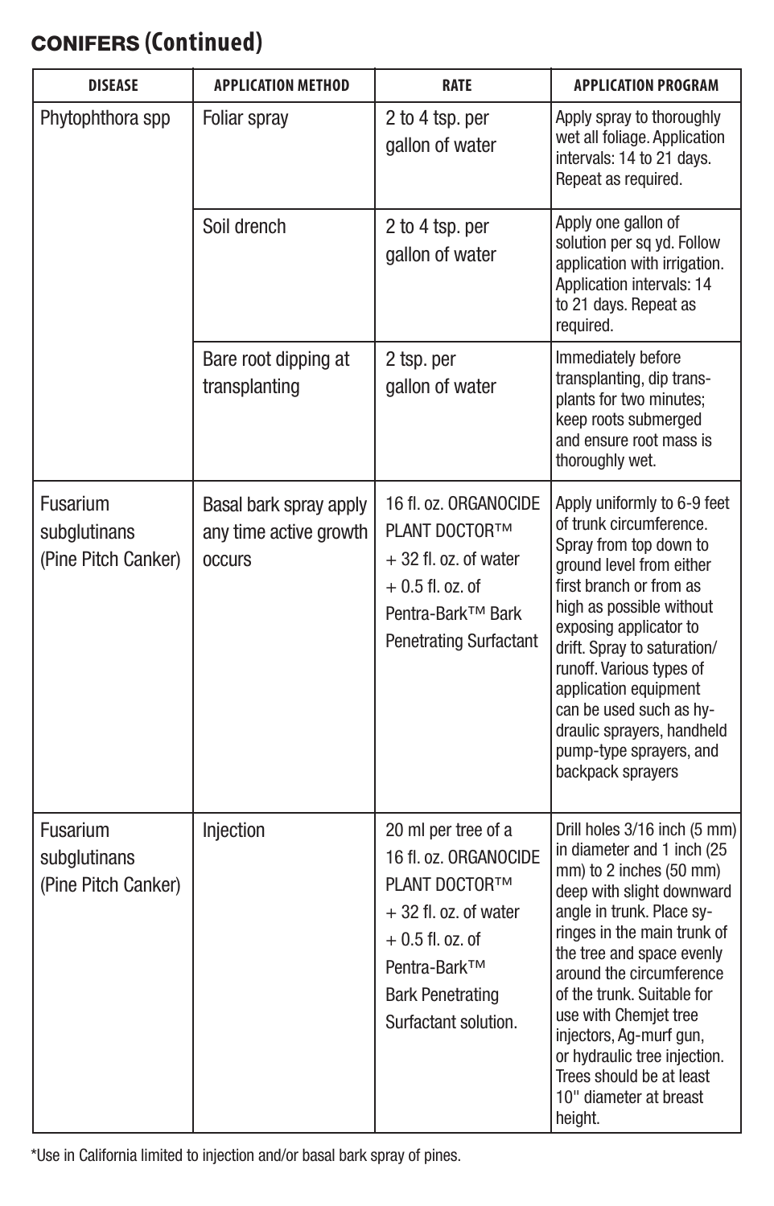## CONIFERS (Continued)

| DISEASE | APPLICATION METHOD | RATE | APPLICATION PROGRAM |
|---|---|---|---|
| Phytophthora spp | Foliar spray | 2 to 4 tsp. per gallon of water | Apply spray to thoroughly wet all foliage. Application intervals: 14 to 21 days. Repeat as required. |
| | Soil drench | 2 to 4 tsp. per gallon of water | Apply one gallon of solution per sq yd. Follow application with irrigation. Application intervals: 14 to 21 days. Repeat as required. |
| | Bare root dipping at transplanting | 2 tsp. per gallon of water | Immediately before transplanting, dip transplants for two minutes; keep roots submerged and ensure root mass is thoroughly wet. |
| Fusarium subglutinans (Pine Pitch Canker) | Basal bark spray apply any time active growth occurs | 16 fl. oz. ORGANOCIDE PLANT DOCTOR™ + 32 fl. oz. of water + 0.5 fl. oz. of Pentra-Bark™ Bark Penetrating Surfactant | Apply uniformly to 6-9 feet of trunk circumference. Spray from top down to ground level from either first branch or from as high as possible without exposing applicator to drift. Spray to saturation/runoff. Various types of application equipment can be used such as hydraulic sprayers, handheld pump-type sprayers, and backpack sprayers |
| Fusarium subglutinans (Pine Pitch Canker) | Injection | 20 ml per tree of a 16 fl. oz. ORGANOCIDE PLANT DOCTOR™ + 32 fl. oz. of water + 0.5 fl. oz. of Pentra-Bark™ Bark Penetrating Surfactant solution. | Drill holes 3/16 inch (5 mm) in diameter and 1 inch (25 mm) to 2 inches (50 mm) deep with slight downward angle in trunk. Place syringes in the main trunk of the tree and space evenly around the circumference of the trunk. Suitable for use with Chemjet tree injectors, Ag-murf gun, or hydraulic tree injection. Trees should be at least 10" diameter at breast height. |

*Use in California limited to injection and/or basal bark spray of pines.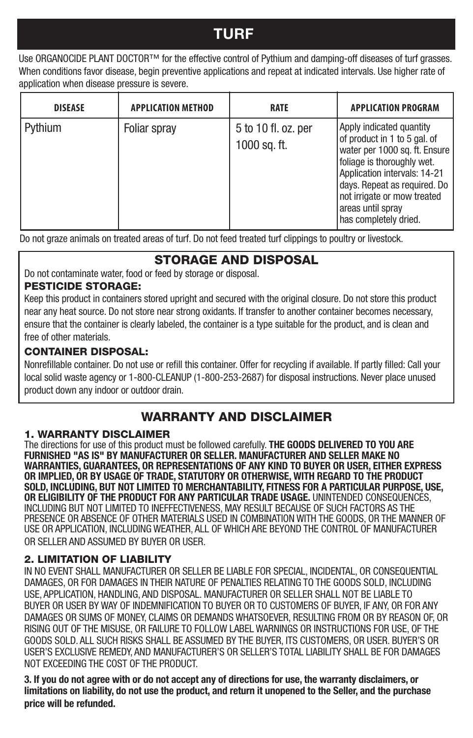# TURF

Use ORGANOCIDE PLANT DOCTOR™ for the effective control of Pythium and damping-off diseases of turf grasses. When conditions favor disease, begin preventive applications and repeat at indicated intervals. Use higher rate of application when disease pressure is severe.

| DISEASE | APPLICATION METHOD | RATE | APPLICATION PROGRAM |
|---|---|---|---|
| Pythium | Foliar spray | 5 to 10 fl. oz. per 1000 sq. ft. | Apply indicated quantity of product in 1 to 5 gal. of water per 1000 sq. ft. Ensure foliage is thoroughly wet. Application intervals: 14-21 days. Repeat as required. Do not irrigate or mow treated areas until spray has completely dried. |

Do not graze animals on treated areas of turf. Do not feed treated turf clippings to poultry or livestock.

## STORAGE AND DISPOSAL

Do not contaminate water, food or feed by storage or disposal.

**PESTICIDE STORAGE:**

Keep this product in containers stored upright and secured with the original closure. Do not store this product near any heat source. Do not store near strong oxidants. If transfer to another container becomes necessary, ensure that the container is clearly labeled, the container is a type suitable for the product, and is clean and free of other materials.

**CONTAINER DISPOSAL:**

Nonrefillable container. Do not use or refill this container. Offer for recycling if available. If partly filled: Call your local solid waste agency or 1-800-CLEANUP (1-800-253-2687) for disposal instructions. Never place unused product down any indoor or outdoor drain.

## WARRANTY AND DISCLAIMER

### 1. WARRANTY DISCLAIMER

The directions for use of this product must be followed carefully. **THE GOODS DELIVERED TO YOU ARE FURNISHED "AS IS" BY MANUFACTURER OR SELLER. MANUFACTURER AND SELLER MAKE NO WARRANTIES, GUARANTEES, OR REPRESENTATIONS OF ANY KIND TO BUYER OR USER, EITHER EXPRESS OR IMPLIED, OR BY USAGE OF TRADE, STATUTORY OR OTHERWISE, WITH REGARD TO THE PRODUCT SOLD, INCLUDING, BUT NOT LIMITED TO MERCHANTABILITY, FITNESS FOR A PARTICULAR PURPOSE, USE, OR ELIGIBILITY OF THE PRODUCT FOR ANY PARTICULAR TRADE USAGE.** UNINTENDED CONSEQUENCES, INCLUDING BUT NOT LIMITED TO INEFFECTIVENESS, MAY RESULT BECAUSE OF SUCH FACTORS AS THE PRESENCE OR ABSENCE OF OTHER MATERIALS USED IN COMBINATION WITH THE GOODS, OR THE MANNER OF USE OR APPLICATION, INCLUDING WEATHER, ALL OF WHICH ARE BEYOND THE CONTROL OF MANUFACTURER OR SELLER AND ASSUMED BY BUYER OR USER.

### 2. LIMITATION OF LIABILITY

IN NO EVENT SHALL MANUFACTURER OR SELLER BE LIABLE FOR SPECIAL, INCIDENTAL, OR CONSEQUENTIAL DAMAGES, OR FOR DAMAGES IN THEIR NATURE OF PENALTIES RELATING TO THE GOODS SOLD, INCLUDING USE, APPLICATION, HANDLING, AND DISPOSAL. MANUFACTURER OR SELLER SHALL NOT BE LIABLE TO BUYER OR USER BY WAY OF INDEMNIFICATION TO BUYER OR TO CUSTOMERS OF BUYER, IF ANY, OR FOR ANY DAMAGES OR SUMS OF MONEY, CLAIMS OR DEMANDS WHATSOEVER, RESULTING FROM OR BY REASON OF, OR RISING OUT OF THE MISUSE, OR FAILURE TO FOLLOW LABEL WARNINGS OR INSTRUCTIONS FOR USE, OF THE GOODS SOLD. ALL SUCH RISKS SHALL BE ASSUMED BY THE BUYER, ITS CUSTOMERS, OR USER. BUYER'S OR USER'S EXCLUSIVE REMEDY, AND MANUFACTURER'S OR SELLER'S TOTAL LIABILITY SHALL BE FOR DAMAGES NOT EXCEEDING THE COST OF THE PRODUCT.

**3. If you do not agree with or do not accept any of directions for use, the warranty disclaimers, or limitations on liability, do not use the product, and return it unopened to the Seller, and the purchase price will be refunded.**